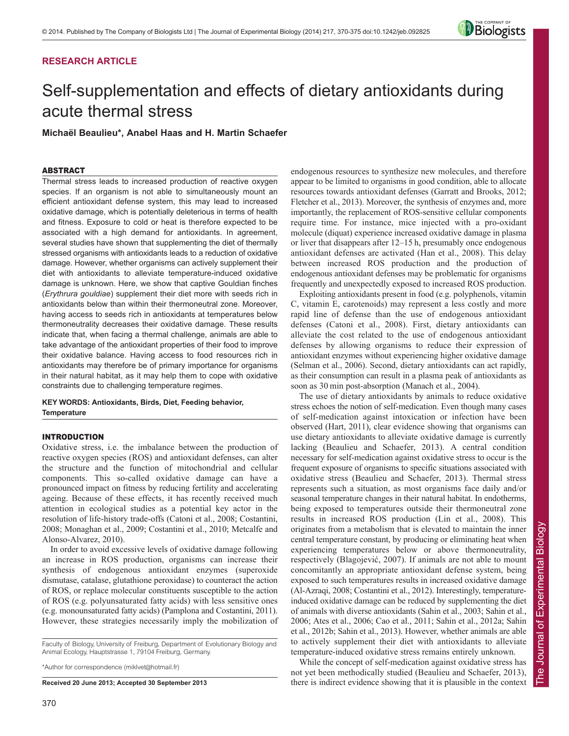RESEARCH ARTICLE

# Self-supplementation and effects of dietary antioxidants during acute thermal stress

**Michaël Beaulieu\*, Anabel Haas and H. Martin Schaefer**

## ABSTRACT

Thermal stress leads to increased production of reactive oxygen species. If an organism is not able to simultaneously mount an efficient antioxidant defense system, this may lead to increased oxidative damage, which is potentially deleterious in terms of health and fitness. Exposure to cold or heat is therefore expected to be associated with a high demand for antioxidants. In agreement, several studies have shown that supplementing the diet of thermally stressed organisms with antioxidants leads to a reduction of oxidative damage. However, whether organisms can actively supplement their diet with antioxidants to alleviate temperature-induced oxidative damage is unknown. Here, we show that captive Gouldian finches (*Erythrura gouldiae*) supplement their diet more with seeds rich in antioxidants below than within their thermoneutral zone. Moreover, having access to seeds rich in antioxidants at temperatures below thermoneutrality decreases their oxidative damage. These results indicate that, when facing a thermal challenge, animals are able to take advantage of the antioxidant properties of their food to improve their oxidative balance. Having access to food resources rich in antioxidants may therefore be of primary importance for organisms in their natural habitat, as it may help them to cope with oxidative constraints due to challenging temperature regimes.

**KEY WORDS: Antioxidants, Birds, Diet, Feeding behavior, Temperature**

## INTRODUCTION

Oxidative stress, i.e. the imbalance between the production of reactive oxygen species (ROS) and antioxidant defenses, can alter the structure and the function of mitochondrial and cellular components. This so-called oxidative damage can have a pronounced impact on fitness by reducing fertility and accelerating ageing. Because of these effects, it has recently received much attention in ecological studies as a potential key actor in the resolution of life-history trade-offs (Catoni et al., 2008; Costantini, 2008; Monaghan et al., 2009; Costantini et al., 2010; Metcalfe and Alonso-Alvarez, 2010).

In order to avoid excessive levels of oxidative damage following an increase in ROS production, organisms can increase their synthesis of endogenous antioxidant enzymes (superoxide dismutase, catalase, glutathione peroxidase) to counteract the action of ROS, or replace molecular constituents susceptible to the action of ROS (e.g. polyunsaturated fatty acids) with less sensitive ones (e.g. monounsaturated fatty acids) (Pamplona and Costantini, 2011). However, these strategies necessarily imply the mobilization of endogenous resources to synthesize new molecules, and therefore appear to be limited to organisms in good condition, able to allocate resources towards antioxidant defenses (Garratt and Brooks, 2012; Fletcher et al., 2013). Moreover, the synthesis of enzymes and, more importantly, the replacement of ROS-sensitive cellular components require time. For instance, mice injected with a pro-oxidant molecule (diquat) experience increased oxidative damage in plasma or liver that disappears after 12–15 h, presumably once endogenous antioxidant defenses are activated (Han et al., 2008). This delay between increased ROS production and the production of endogenous antioxidant defenses may be problematic for organisms frequently and unexpectedly exposed to increased ROS production.

Exploiting antioxidants present in food (e.g. polyphenols, vitamin C, vitamin E, carotenoids) may represent a less costly and more rapid line of defense than the use of endogenous antioxidant defenses (Catoni et al., 2008). First, dietary antioxidants can alleviate the cost related to the use of endogenous antioxidant defenses by allowing organisms to reduce their expression of antioxidant enzymes without experiencing higher oxidative damage (Selman et al., 2006). Second, dietary antioxidants can act rapidly, as their consumption can result in a plasma peak of antioxidants as soon as 30 min post-absorption (Manach et al., 2004).

The use of dietary antioxidants by animals to reduce oxidative stress echoes the notion of self-medication. Even though many cases of self-medication against intoxication or infection have been observed (Hart, 2011), clear evidence showing that organisms can use dietary antioxidants to alleviate oxidative damage is currently lacking (Beaulieu and Schaefer, 2013). A central condition necessary for self-medication against oxidative stress to occur is the frequent exposure of organisms to specific situations associated with oxidative stress (Beaulieu and Schaefer, 2013). Thermal stress represents such a situation, as most organisms face daily and/or seasonal temperature changes in their natural habitat. In endotherms, being exposed to temperatures outside their thermoneutral zone results in increased ROS production (Lin et al., 2008). This originates from a metabolism that is elevated to maintain the inner central temperature constant, by producing or eliminating heat when experiencing temperatures below or above thermoneutrality, respectively (Blagojević, 2007). If animals are not able to mount concomitantly an appropriate antioxidant defense system, being exposed to such temperatures results in increased oxidative damage (Al-Azraqi, 2008; Costantini et al., 2012). Interestingly, temperature-induced oxidative damage can be reduced by supplementing the diet of animals with diverse antioxidants (Sahin et al., 2003; Sahin et al., 2006; Ates et al., 2006; Cao et al., 2011; Sahin et al., 2012a; Sahin et al., 2012b; Sahin et al., 2013). However, whether animals are able to actively supplement their diet with antioxidants to alleviate temperature-induced oxidative stress remains entirely unknown.

While the concept of self-medication against oxidative stress has not yet been methodically studied (Beaulieu and Schaefer, 2013), there is indirect evidence showing that it is plausible in the context

Faculty of Biology, University of Freiburg, Department of Evolutionary Biology and Animal Ecology, Hauptstrasse 1, 79104 Freiburg, Germany.

\*Author for correspondence (miklvet@hotmail.fr)

**Received 20 June 2013; Accepted 30 September 2013**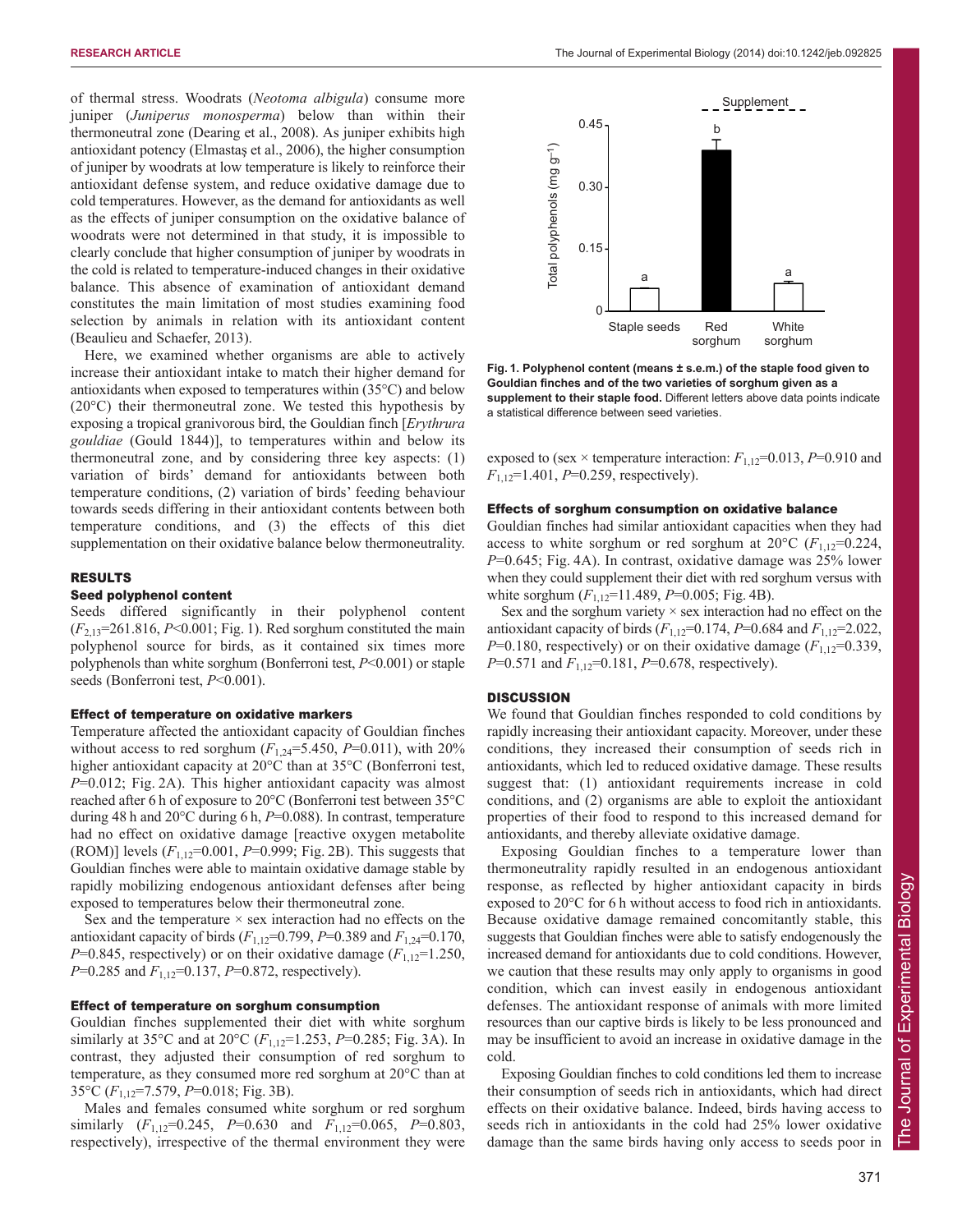of thermal stress. Woodrats (*Neotoma albigula*) consume more juniper (*Juniperus monosperma*) below than within their thermoneutral zone (Dearing et al., 2008). As juniper exhibits high antioxidant potency (Elmastaş et al., 2006), the higher consumption of juniper by woodrats at low temperature is likely to reinforce their antioxidant defense system, and reduce oxidative damage due to cold temperatures. However, as the demand for antioxidants as well as the effects of juniper consumption on the oxidative balance of woodrats were not determined in that study, it is impossible to clearly conclude that higher consumption of juniper by woodrats in the cold is related to temperature-induced changes in their oxidative balance. This absence of examination of antioxidant demand constitutes the main limitation of most studies examining food selection by animals in relation with its antioxidant content (Beaulieu and Schaefer, 2013).

Here, we examined whether organisms are able to actively increase their antioxidant intake to match their higher demand for antioxidants when exposed to temperatures within (35°C) and below (20°C) their thermoneutral zone. We tested this hypothesis by exposing a tropical granivorous bird, the Gouldian finch [*Erythrura gouldiae* (Gould 1844)], to temperatures within and below its thermoneutral zone, and by considering three key aspects: (1) variation of birds' demand for antioxidants between both temperature conditions, (2) variation of birds' feeding behaviour towards seeds differing in their antioxidant contents between both temperature conditions, and (3) the effects of this diet supplementation on their oxidative balance below thermoneutrality.

## RESULTS

### Seed polyphenol content

Seeds differed significantly in their polyphenol content ($F_{2,13}$=261.816, $P$<0.001; Fig. 1). Red sorghum constituted the main polyphenol source for birds, as it contained six times more polyphenols than white sorghum (Bonferroni test, $P$<0.001) or staple seeds (Bonferroni test, $P$<0.001).

### Effect of temperature on oxidative markers

Temperature affected the antioxidant capacity of Gouldian finches without access to red sorghum ($F_{1,24}$=5.450, $P$=0.011), with 20% higher antioxidant capacity at 20°C than at 35°C (Bonferroni test, $P$=0.012; Fig. 2A). This higher antioxidant capacity was almost reached after 6 h of exposure to 20°C (Bonferroni test between 35°C during 48 h and 20°C during 6 h, $P$=0.088). In contrast, temperature had no effect on oxidative damage [reactive oxygen metabolite (ROM)] levels ($F_{1,12}$=0.001, $P$=0.999; Fig. 2B). This suggests that Gouldian finches were able to maintain oxidative damage stable by rapidly mobilizing endogenous antioxidant defenses after being exposed to temperatures below their thermoneutral zone.

Sex and the temperature × sex interaction had no effects on the antioxidant capacity of birds ($F_{1,12}$=0.799, $P$=0.389 and $F_{1,24}$=0.170, $P$=0.845, respectively) or on their oxidative damage ($F_{1,12}$=1.250, $P$=0.285 and $F_{1,12}$=0.137, $P$=0.872, respectively).

### Effect of temperature on sorghum consumption

Gouldian finches supplemented their diet with white sorghum similarly at 35°C and at 20°C ($F_{1,12}$=1.253, $P$=0.285; Fig. 3A). In contrast, they adjusted their consumption of red sorghum to temperature, as they consumed more red sorghum at 20°C than at 35°C ($F_{1,12}$=7.579, $P$=0.018; Fig. 3B).

Males and females consumed white sorghum or red sorghum similarly ($F_{1,12}$=0.245, $P$=0.630 and $F_{1,12}$=0.065, $P$=0.803, respectively), irrespective of the thermal environment they were exposed to (sex × temperature interaction: $F_{1,12}$=0.013, $P$=0.910 and $F_{1,12}$=1.401, $P$=0.259, respectively).

**Fig. 1. Polyphenol content (means ± s.e.m.) of the staple food given to Gouldian finches and of the two varieties of sorghum given as a supplement to their staple food.** Different letters above data points indicate a statistical difference between seed varieties.

### Effects of sorghum consumption on oxidative balance

Gouldian finches had similar antioxidant capacities when they had access to white sorghum or red sorghum at 20°C ($F_{1,12}$=0.224, $P$=0.645; Fig. 4A). In contrast, oxidative damage was 25% lower when they could supplement their diet with red sorghum versus with white sorghum ($F_{1,12}$=11.489, $P$=0.005; Fig. 4B).

Sex and the sorghum variety × sex interaction had no effect on the antioxidant capacity of birds ($F_{1,12}$=0.174, $P$=0.684 and $F_{1,12}$=2.022, $P$=0.180, respectively) or on their oxidative damage ($F_{1,12}$=0.339, $P$=0.571 and $F_{1,12}$=0.181, $P$=0.678, respectively).

## DISCUSSION

We found that Gouldian finches responded to cold conditions by rapidly increasing their antioxidant capacity. Moreover, under these conditions, they increased their consumption of seeds rich in antioxidants, which led to reduced oxidative damage. These results suggest that: (1) antioxidant requirements increase in cold conditions, and (2) organisms are able to exploit the antioxidant properties of their food to respond to this increased demand for antioxidants, and thereby alleviate oxidative damage.

Exposing Gouldian finches to a temperature lower than thermoneutrality rapidly resulted in an endogenous antioxidant response, as reflected by higher antioxidant capacity in birds exposed to 20°C for 6 h without access to food rich in antioxidants. Because oxidative damage remained concomitantly stable, this suggests that Gouldian finches were able to satisfy endogenously the increased demand for antioxidants due to cold conditions. However, we caution that these results may only apply to organisms in good condition, which can invest easily in endogenous antioxidant defenses. The antioxidant response of animals with more limited resources than our captive birds is likely to be less pronounced and may be insufficient to avoid an increase in oxidative damage in the cold.

Exposing Gouldian finches to cold conditions led them to increase their consumption of seeds rich in antioxidants, which had direct effects on their oxidative balance. Indeed, birds having access to seeds rich in antioxidants in the cold had 25% lower oxidative damage than the same birds having only access to seeds poor in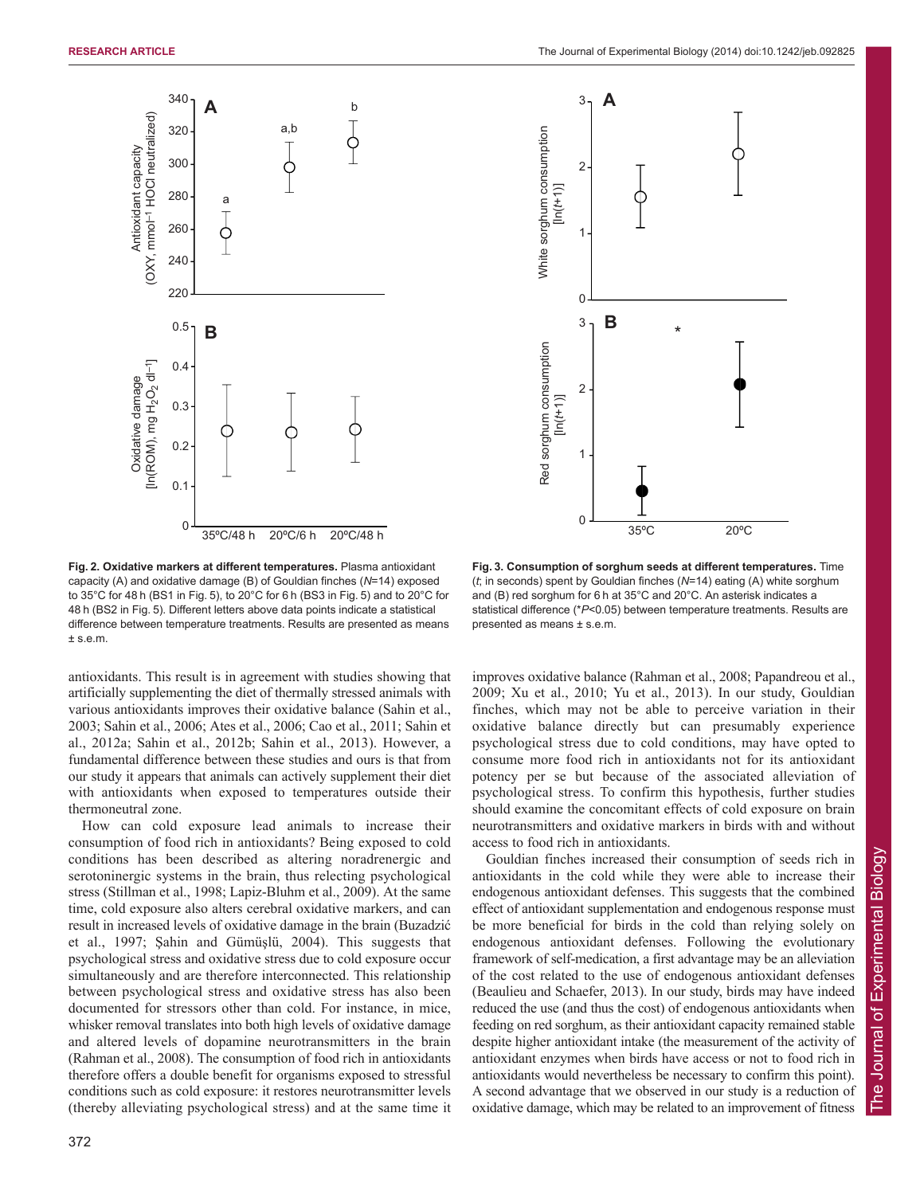340
A
b
320
a,b
300
280
a
260
240
220
Antioxidant capacity
(OXY, mmol$^{-1}$ HOCl neutralized)

0.5
B
0.4
0.3
0.2
0.1
0
Oxidative damage
[ln(ROM), mg $H_2O_2$ dl$^{-1}$]
35°C/48 h
20°C/6 h
20°C/48 h

**Fig. 2. Oxidative markers at different temperatures.** Plasma antioxidant capacity (A) and oxidative damage (B) of Gouldian finches (*N*=14) exposed to 35°C for 48 h (BS1 in Fig. 5), to 20°C for 6 h (BS3 in Fig. 5) and to 20°C for 48 h (BS2 in Fig. 5). Different letters above data points indicate a statistical difference between temperature treatments. Results are presented as means ± s.e.m.

3
A
2
1
0
White sorghum consumption
[ln(*t*+1)]

3
B
*
2
1
0
Red sorghum consumption
[ln(*t*+1)]
35°C
20°C

**Fig. 3. Consumption of sorghum seeds at different temperatures.** Time (*t*; in seconds) spent by Gouldian finches (*N*=14) eating (A) white sorghum and (B) red sorghum for 6 h at 35°C and 20°C. An asterisk indicates a statistical difference (*$P<0.05$) between temperature treatments. Results are presented as means ± s.e.m.

antioxidants. This result is in agreement with studies showing that artificially supplementing the diet of thermally stressed animals with various antioxidants improves their oxidative balance (Sahin et al., 2003; Sahin et al., 2006; Ates et al., 2006; Cao et al., 2011; Sahin et al., 2012a; Sahin et al., 2012b; Sahin et al., 2013). However, a fundamental difference between these studies and ours is that from our study it appears that animals can actively supplement their diet with antioxidants when exposed to temperatures outside their thermoneutral zone.

How can cold exposure lead animals to increase their consumption of food rich in antioxidants? Being exposed to cold conditions has been described as altering noradrenergic and serotoninergic systems in the brain, thus relecting psychological stress (Stillman et al., 1998; Lapiz-Bluhm et al., 2009). At the same time, cold exposure also alters cerebral oxidative markers, and can result in increased levels of oxidative damage in the brain (Buzadžić et al., 1997; Şahin and Gümüşlü, 2004). This suggests that psychological stress and oxidative stress due to cold exposure occur simultaneously and are therefore interconnected. This relationship between psychological stress and oxidative stress has also been documented for stressors other than cold. For instance, in mice, whisker removal translates into both high levels of oxidative damage and altered levels of dopamine neurotransmitters in the brain (Rahman et al., 2008). The consumption of food rich in antioxidants therefore offers a double benefit for organisms exposed to stressful conditions such as cold exposure: it restores neurotransmitter levels (thereby alleviating psychological stress) and at the same time it improves oxidative balance (Rahman et al., 2008; Papandreou et al., 2009; Xu et al., 2010; Yu et al., 2013). In our study, Gouldian finches, which may not be able to perceive variation in their oxidative balance directly but can presumably experience psychological stress due to cold conditions, may have opted to consume more food rich in antioxidants not for its antioxidant potency per se but because of the associated alleviation of psychological stress. To confirm this hypothesis, further studies should examine the concomitant effects of cold exposure on brain neurotransmitters and oxidative markers in birds with and without access to food rich in antioxidants.

Gouldian finches increased their consumption of seeds rich in antioxidants in the cold while they were able to increase their endogenous antioxidant defenses. This suggests that the combined effect of antioxidant supplementation and endogenous response must be more beneficial for birds in the cold than relying solely on endogenous antioxidant defenses. Following the evolutionary framework of self-medication, a first advantage may be an alleviation of the cost related to the use of endogenous antioxidant defenses (Beaulieu and Schaefer, 2013). In our study, birds may have indeed reduced the use (and thus the cost) of endogenous antioxidants when feeding on red sorghum, as their antioxidant capacity remained stable despite higher antioxidant intake (the measurement of the activity of antioxidant enzymes when birds have access or not to food rich in antioxidants would nevertheless be necessary to confirm this point). A second advantage that we observed in our study is a reduction of oxidative damage, which may be related to an improvement of fitness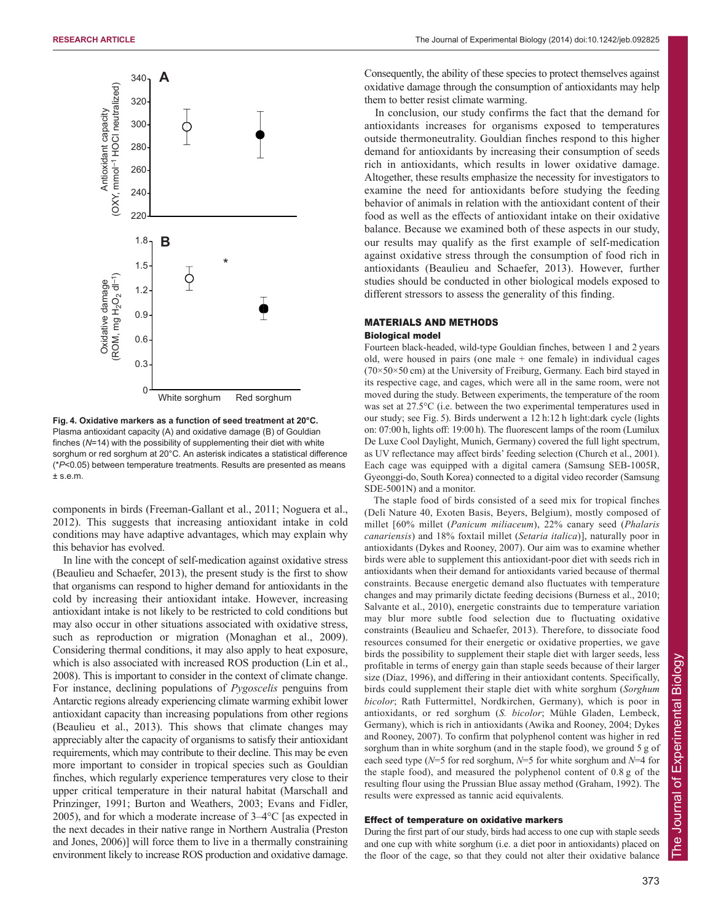Fig. 4. Oxidative markers as a function of seed treatment at 20°C. Plasma antioxidant capacity (A) and oxidative damage (B) of Gouldian finches ($N$=14) with the possibility of supplementing their diet with white sorghum or red sorghum at 20°C. An asterisk indicates a statistical difference (\*$P$<0.05) between temperature treatments. Results are presented as means ± s.e.m.

components in birds (Freeman-Gallant et al., 2011; Noguera et al., 2012). This suggests that increasing antioxidant intake in cold conditions may have adaptive advantages, which may explain why this behavior has evolved.

In line with the concept of self-medication against oxidative stress (Beaulieu and Schaefer, 2013), the present study is the first to show that organisms can respond to higher demand for antioxidants in the cold by increasing their antioxidant intake. However, increasing antioxidant intake is not likely to be restricted to cold conditions but may also occur in other situations associated with oxidative stress, such as reproduction or migration (Monaghan et al., 2009). Considering thermal conditions, it may also apply to heat exposure, which is also associated with increased ROS production (Lin et al., 2008). This is important to consider in the context of climate change. For instance, declining populations of *Pygoscelis* penguins from Antarctic regions already experiencing climate warming exhibit lower antioxidant capacity than increasing populations from other regions (Beaulieu et al., 2013). This shows that climate changes may appreciably alter the capacity of organisms to satisfy their antioxidant requirements, which may contribute to their decline. This may be even more important to consider in tropical species such as Gouldian finches, which regularly experience temperatures very close to their upper critical temperature in their natural habitat (Marschall and Prinzinger, 1991; Burton and Weathers, 2003; Evans and Fidler, 2005), and for which a moderate increase of 3–4°C [as expected in the next decades in their native range in Northern Australia (Preston and Jones, 2006)] will force them to live in a thermally constraining environment likely to increase ROS production and oxidative damage. Consequently, the ability of these species to protect themselves against oxidative damage through the consumption of antioxidants may help them to better resist climate warming.

In conclusion, our study confirms the fact that the demand for antioxidants increases for organisms exposed to temperatures outside thermoneutrality. Gouldian finches respond to this higher demand for antioxidants by increasing their consumption of seeds rich in antioxidants, which results in lower oxidative damage. Altogether, these results emphasize the necessity for investigators to examine the need for antioxidants before studying the feeding behavior of animals in relation with the antioxidant content of their food as well as the effects of antioxidant intake on their oxidative balance. Because we examined both of these aspects in our study, our results may qualify as the first example of self-medication against oxidative stress through the consumption of food rich in antioxidants (Beaulieu and Schaefer, 2013). However, further studies should be conducted in other biological models exposed to different stressors to assess the generality of this finding.

## MATERIALS AND METHODS

### Biological model

Fourteen black-headed, wild-type Gouldian finches, between 1 and 2 years old, were housed in pairs (one male + one female) in individual cages (70×50×50 cm) at the University of Freiburg, Germany. Each bird stayed in its respective cage, and cages, which were all in the same room, were not moved during the study. Between experiments, the temperature of the room was set at 27.5°C (i.e. between the two experimental temperatures used in our study; see Fig. 5). Birds underwent a 12 h:12 h light:dark cycle (lights on: 07:00 h, lights off: 19:00 h). The fluorescent lamps of the room (Lumilux De Luxe Cool Daylight, Munich, Germany) covered the full light spectrum, as UV reflectance may affect birds' feeding selection (Church et al., 2001). Each cage was equipped with a digital camera (Samsung SEB-1005R, Gyeonggi-do, South Korea) connected to a digital video recorder (Samsung SDE-5001N) and a monitor.

The staple food of birds consisted of a seed mix for tropical finches (Deli Nature 40, Exoten Basis, Beyers, Belgium), mostly composed of millet [60% millet (*Panicum miliaceum*), 22% canary seed (*Phalaris canariensis*) and 18% foxtail millet (*Setaria italica*)], naturally poor in antioxidants (Dykes and Rooney, 2007). Our aim was to examine whether birds were able to supplement this antioxidant-poor diet with seeds rich in antioxidants when their demand for antioxidants varied because of thermal constraints. Because energetic demand also fluctuates with temperature changes and may primarily dictate feeding decisions (Burness et al., 2010; Salvante et al., 2010), energetic constraints due to temperature variation may blur more subtle food selection due to fluctuating oxidative constraints (Beaulieu and Schaefer, 2013). Therefore, to dissociate food resources consumed for their energetic or oxidative properties, we gave birds the possibility to supplement their staple diet with larger seeds, less profitable in terms of energy gain than staple seeds because of their larger size (Díaz, 1996), and differing in their antioxidant contents. Specifically, birds could supplement their staple diet with white sorghum (*Sorghum bicolor*; Rath Futtermittel, Nordkirchen, Germany), which is poor in antioxidants, or red sorghum (*S. bicolor*; Mühle Gladen, Lembeck, Germany), which is rich in antioxidants (Awika and Rooney, 2004; Dykes and Rooney, 2007). To confirm that polyphenol content was higher in red sorghum than in white sorghum (and in the staple food), we ground 5 g of each seed type ($N$=5 for red sorghum, $N$=5 for white sorghum and $N$=4 for the staple food), and measured the polyphenol content of 0.8 g of the resulting flour using the Prussian Blue assay method (Graham, 1992). The results were expressed as tannic acid equivalents.

### Effect of temperature on oxidative markers

During the first part of our study, birds had access to one cup with staple seeds and one cup with white sorghum (i.e. a diet poor in antioxidants) placed on the floor of the cage, so that they could not alter their oxidative balance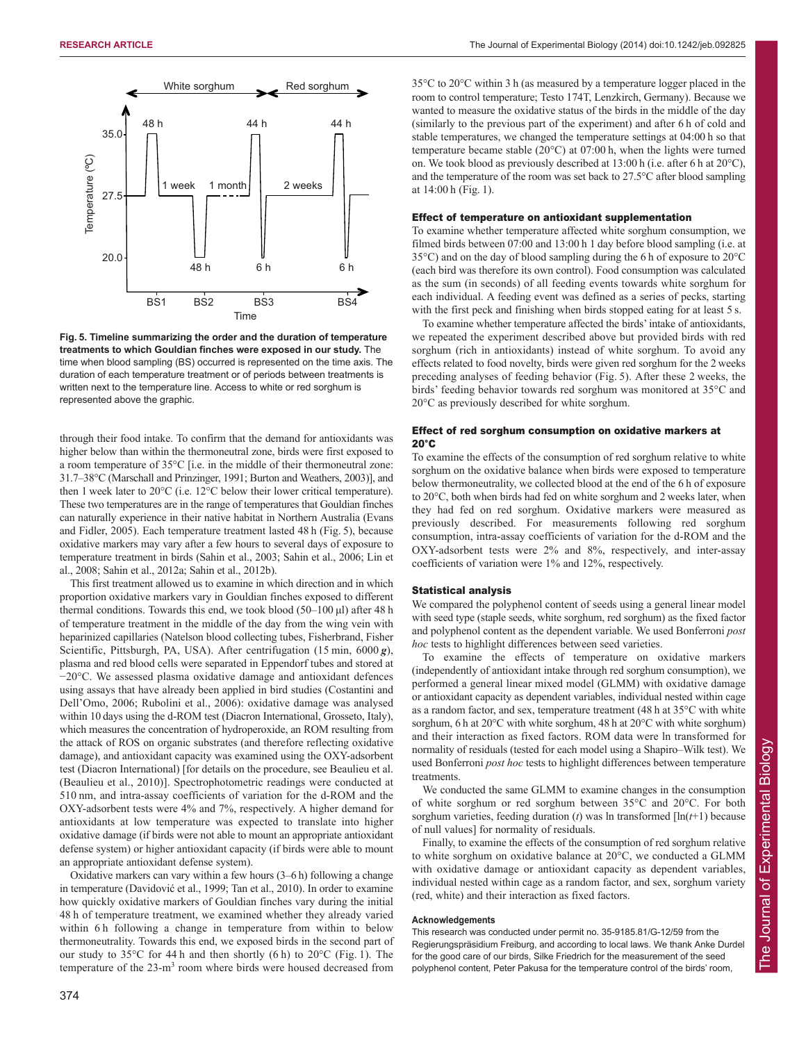Fig. 5. Timeline summarizing the order and the duration of temperature treatments to which Gouldian finches were exposed in our study. The time when blood sampling (BS) occurred is represented on the time axis. The duration of each temperature treatment or of periods between treatments is written next to the temperature line. Access to white or red sorghum is represented above the graphic.

through their food intake. To confirm that the demand for antioxidants was higher below than within the thermoneutral zone, birds were first exposed to a room temperature of 35°C [i.e. in the middle of their thermoneutral zone: 31.7–38°C (Marschall and Prinzinger, 1991; Burton and Weathers, 2003)], and then 1 week later to 20°C (i.e. 12°C below their lower critical temperature). These two temperatures are in the range of temperatures that Gouldian finches can naturally experience in their native habitat in Northern Australia (Evans and Fidler, 2005). Each temperature treatment lasted 48 h (Fig. 5), because oxidative markers may vary after a few hours to several days of exposure to temperature treatment in birds (Sahin et al., 2003; Sahin et al., 2006; Lin et al., 2008; Sahin et al., 2012a; Sahin et al., 2012b).

This first treatment allowed us to examine in which direction and in which proportion oxidative markers vary in Gouldian finches exposed to different thermal conditions. Towards this end, we took blood (50–100 μl) after 48 h of temperature treatment in the middle of the day from the wing vein with heparinized capillaries (Natelson blood collecting tubes, Fisherbrand, Fisher Scientific, Pittsburgh, PA, USA). After centrifugation (15 min, 6000 ***g***), plasma and red blood cells were separated in Eppendorf tubes and stored at −20°C. We assessed plasma oxidative damage and antioxidant defences using assays that have already been applied in bird studies (Costantini and Dell'Omo, 2006; Rubolini et al., 2006): oxidative damage was analysed within 10 days using the d-ROM test (Diacron International, Grosseto, Italy), which measures the concentration of hydroperoxide, an ROM resulting from the attack of ROS on organic substrates (and therefore reflecting oxidative damage), and antioxidant capacity was examined using the OXY-adsorbent test (Diacron International) [for details on the procedure, see Beaulieu et al. (Beaulieu et al., 2010)]. Spectrophotometric readings were conducted at 510 nm, and intra-assay coefficients of variation for the d-ROM and the OXY-adsorbent tests were 4% and 7%, respectively. A higher demand for antioxidants at low temperature was expected to translate into higher oxidative damage (if birds were not able to mount an appropriate antioxidant defense system) or higher antioxidant capacity (if birds were able to mount an appropriate antioxidant defense system).

Oxidative markers can vary within a few hours (3–6 h) following a change in temperature (Davidović et al., 1999; Tan et al., 2010). In order to examine how quickly oxidative markers of Gouldian finches vary during the initial 48 h of temperature treatment, we examined whether they already varied within 6 h following a change in temperature from within to below thermoneutrality. Towards this end, we exposed birds in the second part of our study to 35°C for 44 h and then shortly (6 h) to 20°C (Fig. 1). The temperature of the 23-m$^3$ room where birds were housed decreased from 35°C to 20°C within 3 h (as measured by a temperature logger placed in the room to control temperature; Testo 174T, Lenzkirch, Germany). Because we wanted to measure the oxidative status of the birds in the middle of the day (similarly to the previous part of the experiment) and after 6 h of cold and stable temperatures, we changed the temperature settings at 04:00 h so that temperature became stable (20°C) at 07:00 h, when the lights were turned on. We took blood as previously described at 13:00 h (i.e. after 6 h at 20°C), and the temperature of the room was set back to 27.5°C after blood sampling at 14:00 h (Fig. 1).

### Effect of temperature on antioxidant supplementation

To examine whether temperature affected white sorghum consumption, we filmed birds between 07:00 and 13:00 h 1 day before blood sampling (i.e. at 35°C) and on the day of blood sampling during the 6 h of exposure to 20°C (each bird was therefore its own control). Food consumption was calculated as the sum (in seconds) of all feeding events towards white sorghum for each individual. A feeding event was defined as a series of pecks, starting with the first peck and finishing when birds stopped eating for at least 5 s.

To examine whether temperature affected the birds' intake of antioxidants, we repeated the experiment described above but provided birds with red sorghum (rich in antioxidants) instead of white sorghum. To avoid any effects related to food novelty, birds were given red sorghum for the 2 weeks preceding analyses of feeding behavior (Fig. 5). After these 2 weeks, the birds' feeding behavior towards red sorghum was monitored at 35°C and 20°C as previously described for white sorghum.

### Effect of red sorghum consumption on oxidative markers at 20°C

To examine the effects of the consumption of red sorghum relative to white sorghum on the oxidative balance when birds were exposed to temperature below thermoneutrality, we collected blood at the end of the 6 h of exposure to 20°C, both when birds had fed on white sorghum and 2 weeks later, when they had fed on red sorghum. Oxidative markers were measured as previously described. For measurements following red sorghum consumption, intra-assay coefficients of variation for the d-ROM and the OXY-adsorbent tests were 2% and 8%, respectively, and inter-assay coefficients of variation were 1% and 12%, respectively.

### Statistical analysis

We compared the polyphenol content of seeds using a general linear model with seed type (staple seeds, white sorghum, red sorghum) as the fixed factor and polyphenol content as the dependent variable. We used Bonferroni *post hoc* tests to highlight differences between seed varieties.

To examine the effects of temperature on oxidative markers (independently of antioxidant intake through red sorghum consumption), we performed a general linear mixed model (GLMM) with oxidative damage or antioxidant capacity as dependent variables, individual nested within cage as a random factor, and sex, temperature treatment (48 h at 35°C with white sorghum, 6 h at 20°C with white sorghum, 48 h at 20°C with white sorghum) and their interaction as fixed factors. ROM data were ln transformed for normality of residuals (tested for each model using a Shapiro–Wilk test). We used Bonferroni *post hoc* tests to highlight differences between temperature treatments.

We conducted the same GLMM to examine changes in the consumption of white sorghum or red sorghum between 35°C and 20°C. For both sorghum varieties, feeding duration ($t$) was ln transformed [$\ln(t+1)$ because of null values] for normality of residuals.

Finally, to examine the effects of the consumption of red sorghum relative to white sorghum on oxidative balance at 20°C, we conducted a GLMM with oxidative damage or antioxidant capacity as dependent variables, individual nested within cage as a random factor, and sex, sorghum variety (red, white) and their interaction as fixed factors.

#### Acknowledgements

This research was conducted under permit no. 35-9185.81/G-12/59 from the Regierungspräsidium Freiburg, and according to local laws. We thank Anke Durdel for the good care of our birds, Silke Friedrich for the measurement of the seed polyphenol content, Peter Pakusa for the temperature control of the birds' room,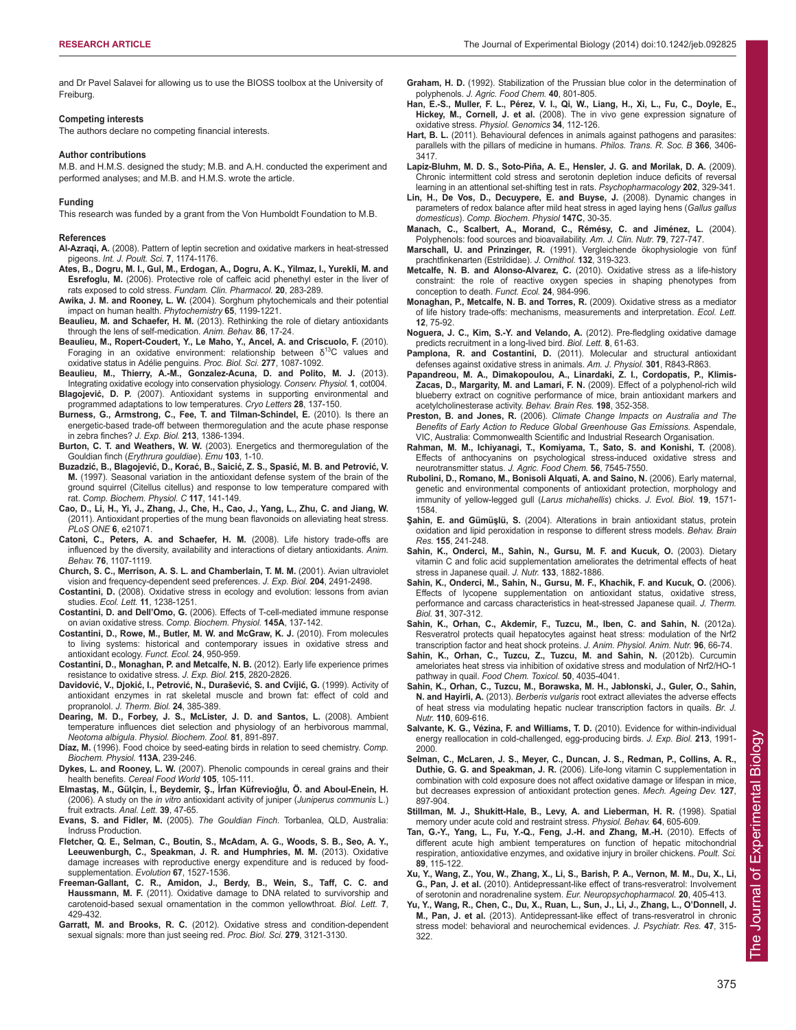and Dr Pavel Salavei for allowing us to use the BIOSS toolbox at the University of Freiburg.

### Competing interests

The authors declare no competing financial interests.

### Author contributions

M.B. and H.M.S. designed the study; M.B. and A.H. conducted the experiment and performed analyses; and M.B. and H.M.S. wrote the article.

### Funding

This research was funded by a grant from the Von Humboldt Foundation to M.B.

### References

**Al-Azraqi, A.** (2008). Pattern of leptin secretion and oxidative markers in heat-stressed pigeons. *Int. J. Poult. Sci.* **7**, 1174-1176.

**Ates, B., Dogru, M. I., Gul, M., Erdogan, A., Dogru, A. K., Yilmaz, I., Yurekli, M. and Esrefoglu, M.** (2006). Protective role of caffeic acid phenethyl ester in the liver of rats exposed to cold stress. *Fundam. Clin. Pharmacol.* **20**, 283-289.

**Awika, J. M. and Rooney, L. W.** (2004). Sorghum phytochemicals and their potential impact on human health. *Phytochemistry* **65**, 1199-1221.

**Beaulieu, M. and Schaefer, H. M.** (2013). Rethinking the role of dietary antioxidants through the lens of self-medication. *Anim. Behav.* **86**, 17-24.

**Beaulieu, M., Ropert-Coudert, Y., Le Maho, Y., Ancel, A. and Criscuolo, F.** (2010). Foraging in an oxidative environment: relationship between $\delta^{13}$C values and oxidative status in Adélie penguins. *Proc. Biol. Sci.* **277**, 1087-1092.

**Beaulieu, M., Thierry, A.-M., Gonzalez-Acuna, D. and Polito, M. J.** (2013). Integrating oxidative ecology into conservation physiology. *Conserv. Physiol.* **1**, cot004.

**Blagojević, D. P.** (2007). Antioxidant systems in supporting environmental and programmed adaptations to low temperatures. *Cryo Letters* **28**, 137-150.

**Burness, G., Armstrong, C., Fee, T. and Tilman-Schindel, E.** (2010). Is there an energetic-based trade-off between thermoregulation and the acute phase response in zebra finches? *J. Exp. Biol.* **213**, 1386-1394.

**Burton, C. T. and Weathers, W. W.** (2003). Energetics and thermoregulation of the Gouldian finch (*Erythrura gouldiae*). *Emu* **103**, 1-10.

**Buzadžić, B., Blagojević, D., Korać, B., Saicić, Z. S., Spasić, M. B. and Petrović, V. M.** (1997). Seasonal variation in the antioxidant defense system of the brain of the ground squirrel (Citellus citellus) and response to low temperature compared with rat. *Comp. Biochem. Physiol. C* **117**, 141-149.

**Cao, D., Li, H., Yi, J., Zhang, J., Che, H., Cao, J., Yang, L., Zhu, C. and Jiang, W.** (2011). Antioxidant properties of the mung bean flavonoids on alleviating heat stress. *PLoS ONE* **6**, e21071.

**Catoni, C., Peters, A. and Schaefer, H. M.** (2008). Life history trade-offs are influenced by the diversity, availability and interactions of dietary antioxidants. *Anim. Behav.* **76**, 1107-1119.

**Church, S. C., Merrison, A. S. L. and Chamberlain, T. M. M.** (2001). Avian ultraviolet vision and frequency-dependent seed preferences. *J. Exp. Biol.* **204**, 2491-2498.

**Costantini, D.** (2008). Oxidative stress in ecology and evolution: lessons from avian studies. *Ecol. Lett.* **11**, 1238-1251.

**Costantini, D. and Dell'Omo, G.** (2006). Effects of T-cell-mediated immune response on avian oxidative stress. *Comp. Biochem. Physiol.* **145A**, 137-142.

**Costantini, D., Rowe, M., Butler, M. W. and McGraw, K. J.** (2010). From molecules to living systems: historical and contemporary issues in oxidative stress and antioxidant ecology. *Funct. Ecol.* **24**, 950-959.

**Costantini, D., Monaghan, P. and Metcalfe, N. B.** (2012). Early life experience primes resistance to oxidative stress. *J. Exp. Biol.* **215**, 2820-2826.

**Davidović, V., Djokić, I., Petrović, N., Durašević, S. and Cvijić, G.** (1999). Activity of antioxidant enzymes in rat skeletal muscle and brown fat: effect of cold and propranolol. *J. Therm. Biol.* **24**, 385-389.

**Dearing, M. D., Forbey, J. S., McLister, J. D. and Santos, L.** (2008). Ambient temperature influences diet selection and physiology of an herbivorous mammal, *Neotoma albigula*. *Physiol. Biochem. Zool.* **81**, 891-897.

**Díaz, M.** (1996). Food choice by seed-eating birds in relation to seed chemistry. *Comp. Biochem. Physiol.* **113A**, 239-246.

**Dykes, L. and Rooney, L. W.** (2007). Phenolic compounds in cereal grains and their health benefits. *Cereal Food World* **105**, 105-111.

**Elmastaş, M., Gülçin, İ., Beydemir, Ş., İrfan Küfrevioğlu, Ö. and Aboul-Enein, H.** (2006). A study on the *in vitro* antioxidant activity of juniper (*Juniperus communis* L.) fruit extracts. *Anal. Lett.* **39**, 47-65.

**Evans, S. and Fidler, M.** (2005). *The Gouldian Finch.* Torbanlea, QLD, Australia: Indruss Production.

**Fletcher, Q. E., Selman, C., Boutin, S., McAdam, A. G., Woods, S. B., Seo, A. Y., Leeuwenburgh, C., Speakman, J. R. and Humphries, M. M.** (2013). Oxidative damage increases with reproductive energy expenditure and is reduced by food-supplementation. *Evolution* **67**, 1527-1536.

**Freeman-Gallant, C. R., Amidon, J., Berdy, B., Wein, S., Taff, C. C. and Haussmann, M. F.** (2011). Oxidative damage to DNA related to survivorship and carotenoid-based sexual ornamentation in the common yellowthroat. *Biol. Lett.* **7**, 429-432.

**Garratt, M. and Brooks, R. C.** (2012). Oxidative stress and condition-dependent sexual signals: more than just seeing red. *Proc. Biol. Sci.* **279**, 3121-3130.

**Graham, H. D.** (1992). Stabilization of the Prussian blue color in the determination of polyphenols. *J. Agric. Food Chem.* **40**, 801-805.

**Han, E.-S., Muller, F. L., Pérez, V. I., Qi, W., Liang, H., Xi, L., Fu, C., Doyle, E., Hickey, M., Cornell, J. et al.** (2008). The in vivo gene expression signature of oxidative stress. *Physiol. Genomics* **34**, 112-126.

**Hart, B. L.** (2011). Behavioural defences in animals against pathogens and parasites: parallels with the pillars of medicine in humans. *Philos. Trans. R. Soc. B* **366**, 3406-3417.

**Lapiz-Bluhm, M. D. S., Soto-Piña, A. E., Hensler, J. G. and Morilak, D. A.** (2009). Chronic intermittent cold stress and serotonin depletion induce deficits of reversal learning in an attentional set-shifting test in rats. *Psychopharmacology* **202**, 329-341.

**Lin, H., De Vos, D., Decuypere, E. and Buyse, J.** (2008). Dynamic changes in parameters of redox balance after mild heat stress in aged laying hens (*Gallus gallus domesticus*). *Comp. Biochem. Physiol* **147C**, 30-35.

**Manach, C., Scalbert, A., Morand, C., Rémésy, C. and Jiménez, L.** (2004). Polyphenols: food sources and bioavailability. *Am. J. Clin. Nutr.* **79**, 727-747.

**Marschall, U. and Prinzinger, R.** (1991). Vergleichende ökophysiologie von fünf prachtfinkenarten (Estrildidae). *J. Ornithol.* **132**, 319-323.

**Metcalfe, N. B. and Alonso-Alvarez, C.** (2010). Oxidative stress as a life-history constraint: the role of reactive oxygen species in shaping phenotypes from conception to death. *Funct. Ecol.* **24**, 984-996.

**Monaghan, P., Metcalfe, N. B. and Torres, R.** (2009). Oxidative stress as a mediator of life history trade-offs: mechanisms, measurements and interpretation. *Ecol. Lett.* **12**, 75-92.

**Noguera, J. C., Kim, S.-Y. and Velando, A.** (2012). Pre-fledgling oxidative damage predicts recruitment in a long-lived bird. *Biol. Lett.* **8**, 61-63.

**Pamplona, R. and Costantini, D.** (2011). Molecular and structural antioxidant defenses against oxidative stress in animals. *Am. J. Physiol.* **301**, R843-R863.

**Papandreou, M. A., Dimakopoulou, A., Linardaki, Z. I., Cordopatis, P., Klimis-Zacas, D., Margarity, M. and Lamari, F. N.** (2009). Effect of a polyphenol-rich wild blueberry extract on cognitive performance of mice, brain antioxidant markers and acetylcholinesterase activity. *Behav. Brain Res.* **198**, 352-358.

**Preston, B. and Jones, R.** (2006). *Climate Change Impacts on Australia and The Benefits of Early Action to Reduce Global Greenhouse Gas Emissions.* Aspendale, VIC, Australia: Commonwealth Scientific and Industrial Research Organisation.

**Rahman, M. M., Ichiyanagi, T., Komiyama, T., Sato, S. and Konishi, T.** (2008). Effects of anthocyanins on psychological stress-induced oxidative stress and neurotransmitter status. *J. Agric. Food Chem.* **56**, 7545-7550.

**Rubolini, D., Romano, M., Bonisoli Alquati, A. and Saino, N.** (2006). Early maternal, genetic and environmental components of antioxidant protection, morphology and immunity of yellow-legged gull (*Larus michahellis*) chicks. *J. Evol. Biol.* **19**, 1571-1584.

**Şahin, E. and Gümüşlü, S.** (2004). Alterations in brain antioxidant status, protein oxidation and lipid peroxidation in response to different stress models. *Behav. Brain Res.* **155**, 241-248.

**Sahin, K., Onderci, M., Sahin, N., Gursu, M. F. and Kucuk, O.** (2003). Dietary vitamin C and folic acid supplementation ameliorates the detrimental effects of heat stress in Japanese quail. *J. Nutr.* **133**, 1882-1886.

**Sahin, K., Onderci, M., Sahin, N., Gursu, M. F., Khachik, F. and Kucuk, O.** (2006). Effects of lycopene supplementation on antioxidant status, oxidative stress, performance and carcass characteristics in heat-stressed Japanese quail. *J. Therm. Biol.* **31**, 307-312.

**Sahin, K., Orhan, C., Akdemir, F., Tuzcu, M., Iben, C. and Sahin, N.** (2012a). Resveratrol protects quail hepatocytes against heat stress: modulation of the Nrf2 transcription factor and heat shock proteins. *J. Anim. Physiol. Anim. Nutr.* **96**, 66-74.

**Sahin, K., Orhan, C., Tuzcu, Z., Tuzcu, M. and Sahin, N.** (2012b). Curcumin ameloriates heat stress via inhibition of oxidative stress and modulation of Nrf2/HO-1 pathway in quail. *Food Chem. Toxicol.* **50**, 4035-4041.

**Sahin, K., Orhan, C., Tuzcu, M., Borawska, M. H., Jabłonski, J., Guler, O., Sahin, N. and Hayirli, A.** (2013). *Berberis vulgaris* root extract alleviates the adverse effects of heat stress via modulating hepatic nuclear transcription factors in quails. *Br. J. Nutr.* **110**, 609-616.

**Salvante, K. G., Vézina, F. and Williams, T. D.** (2010). Evidence for within-individual energy reallocation in cold-challenged, egg-producing birds. *J. Exp. Biol.* **213**, 1991-2000.

**Selman, C., McLaren, J. S., Meyer, C., Duncan, J. S., Redman, P., Collins, A. R., Duthie, G. G. and Speakman, J. R.** (2006). Life-long vitamin C supplementation in combination with cold exposure does not affect oxidative damage or lifespan in mice, but decreases expression of antioxidant protection genes. *Mech. Ageing Dev.* **127**, 897-904.

**Stillman, M. J., Shukitt-Hale, B., Levy, A. and Lieberman, H. R.** (1998). Spatial memory under acute cold and restraint stress. *Physiol. Behav.* **64**, 605-609.

**Tan, G.-Y., Yang, L., Fu, Y.-Q., Feng, J.-H. and Zhang, M.-H.** (2010). Effects of different acute high ambient temperatures on function of hepatic mitochondrial respiration, antioxidative enzymes, and oxidative injury in broiler chickens. *Poult. Sci.* **89**, 115-122.

**Xu, Y., Wang, Z., You, W., Zhang, X., Li, S., Barish, P. A., Vernon, M. M., Du, X., Li, G., Pan, J. et al.** (2010). Antidepressant-like effect of trans-resveratrol: Involvement of serotonin and noradrenaline system. *Eur. Neuropsychopharmacol.* **20**, 405-413.

**Yu, Y., Wang, R., Chen, C., Du, X., Ruan, L., Sun, J., Li, J., Zhang, L., O'Donnell, J. M., Pan, J. et al.** (2013). Antidepressant-like effect of trans-resveratrol in chronic stress model: behavioral and neurochemical evidences. *J. Psychiatr. Res.* **47**, 315-322.